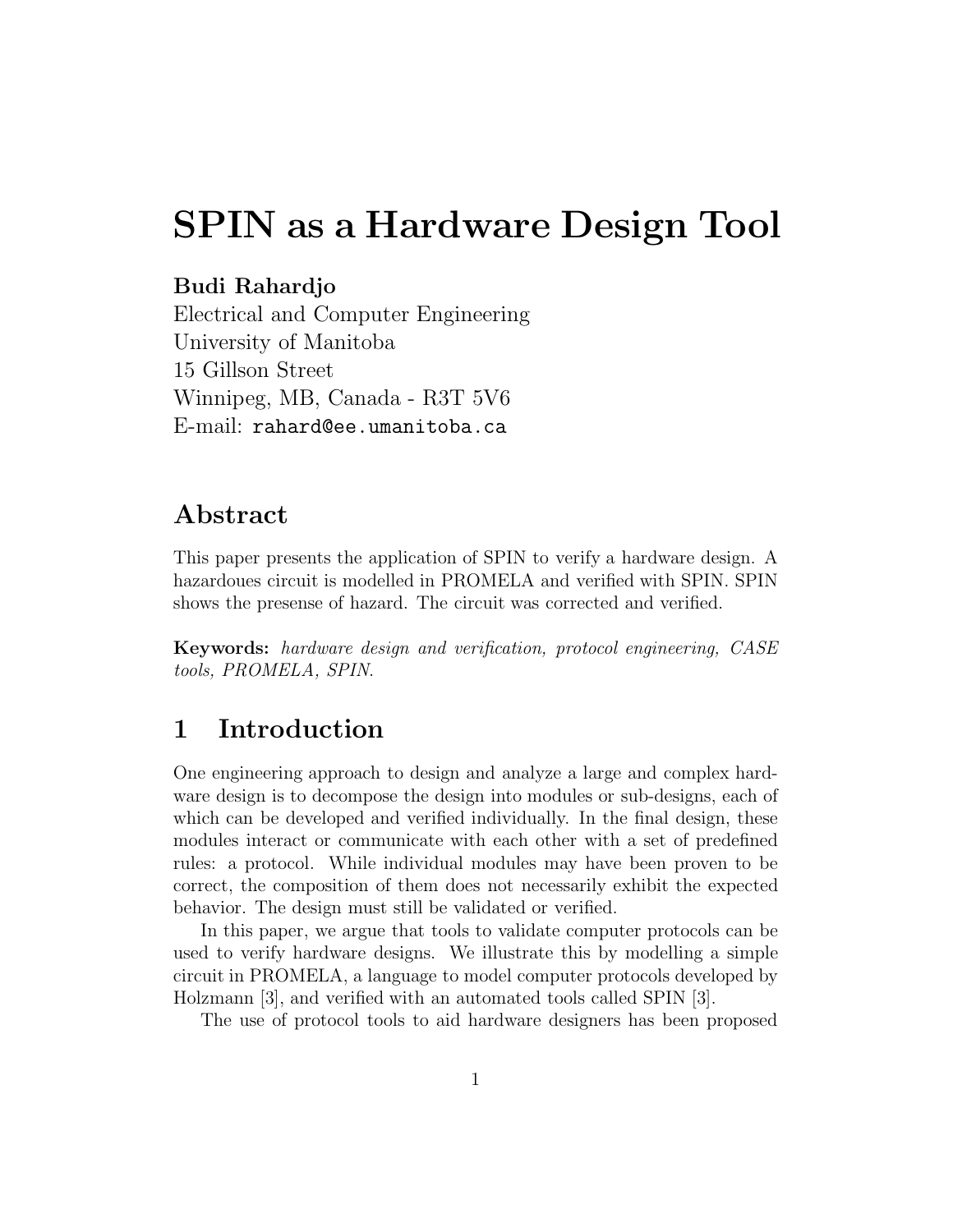# SPIN as a Hardware Design Tool

**Budi Rahardjo**
Electrical and Computer Engineering
University of Manitoba
15 Gillson Street
Winnipeg, MB, Canada - R3T 5V6
E-mail: `rahard@ee.umanitoba.ca`

## Abstract

This paper presents the application of SPIN to verify a hardware design. A hazardoues circuit is modelled in PROMELA and verified with SPIN. SPIN shows the presense of hazard. The circuit was corrected and verified.

**Keywords:** *hardware design and verification, protocol engineering, CASE tools, PROMELA, SPIN.*

## 1 Introduction

One engineering approach to design and analyze a large and complex hardware design is to decompose the design into modules or sub-designs, each of which can be developed and verified individually. In the final design, these modules interact or communicate with each other with a set of predefined rules: a protocol. While individual modules may have been proven to be correct, the composition of them does not necessarily exhibit the expected behavior. The design must still be validated or verified.

In this paper, we argue that tools to validate computer protocols can be used to verify hardware designs. We illustrate this by modelling a simple circuit in PROMELA, a language to model computer protocols developed by Holzmann [3], and verified with an automated tools called SPIN [3].

The use of protocol tools to aid hardware designers has been proposed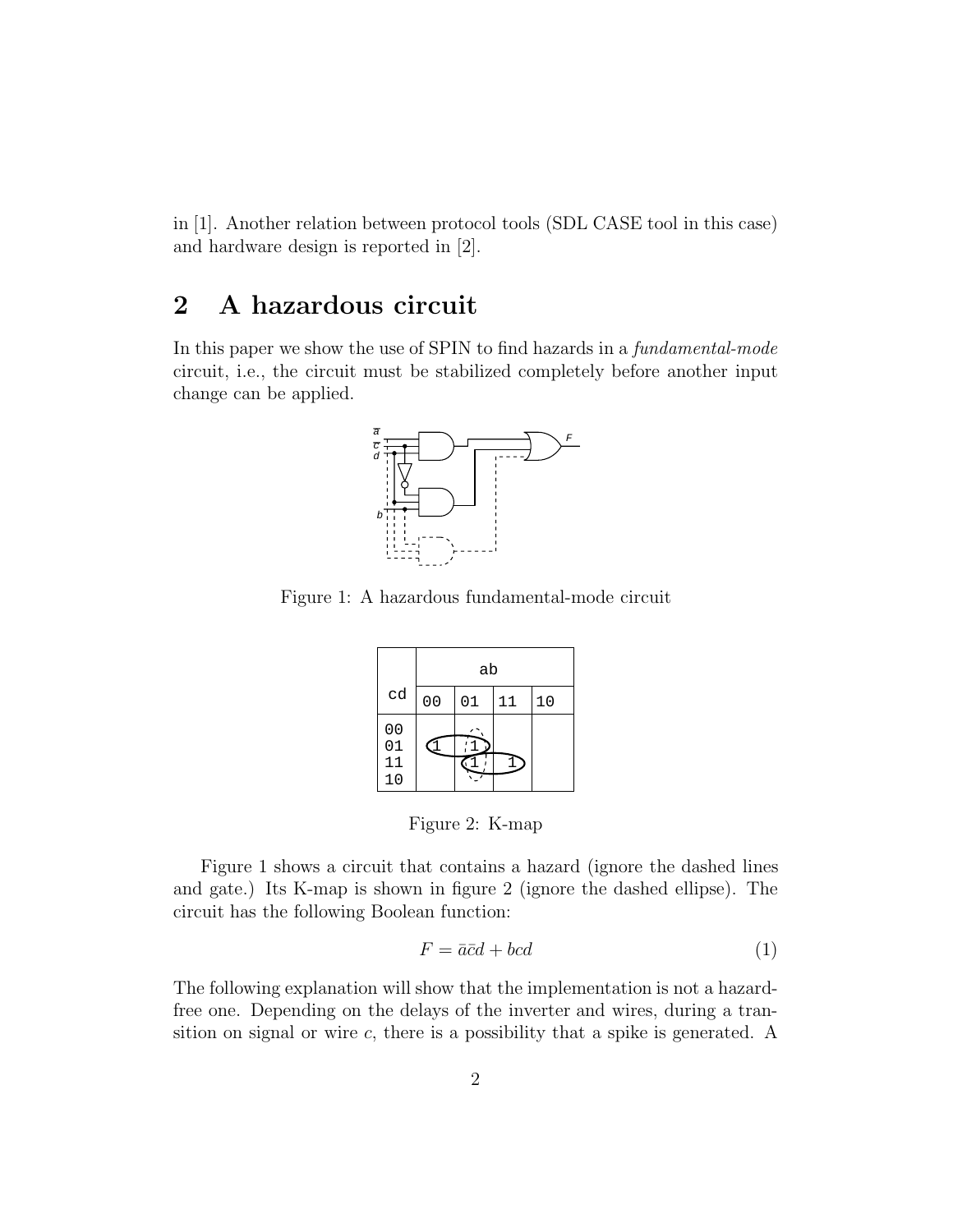in [1]. Another relation between protocol tools (SDL CASE tool in this case) and hardware design is reported in [2].

## 2 A hazardous circuit

In this paper we show the use of SPIN to find hazards in a *fundamental-mode* circuit, i.e., the circuit must be stabilized completely before another input change can be applied.

Figure 1: A hazardous fundamental-mode circuit

| cd | ab: 00 | 01 | 11 | 10 |
|---|---|---|---|---|
| 00 | | | | |
| 01 | 1 | 1 | | |
| 11 | | 1 | 1 | |
| 10 | | | | |

Figure 2: K-map

Figure 1 shows a circuit that contains a hazard (ignore the dashed lines and gate.) Its K-map is shown in figure 2 (ignore the dashed ellipse). The circuit has the following Boolean function:

$$F = \bar{a}\bar{c}d + bcd \tag{1}$$

The following explanation will show that the implementation is not a hazard-free one. Depending on the delays of the inverter and wires, during a transition on signal or wire $c$, there is a possibility that a spike is generated. A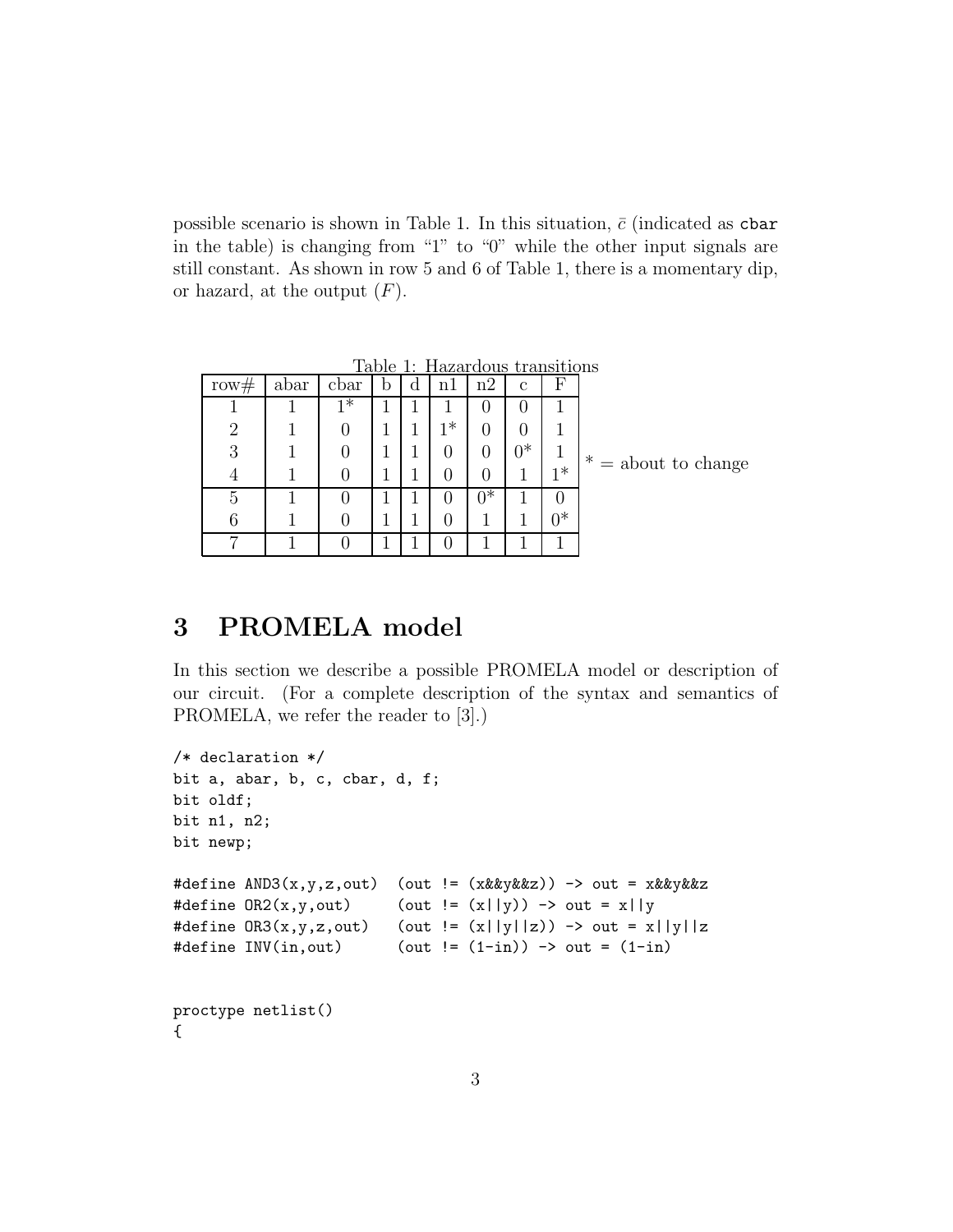possible scenario is shown in Table 1. In this situation, $\bar{c}$ (indicated as `cbar` in the table) is changing from "1" to "0" while the other input signals are still constant. As shown in row 5 and 6 of Table 1, there is a momentary dip, or hazard, at the output ($F$).

Table 1: Hazardous transitions

| row# | abar | cbar | b | d | n1 | n2 | c | F |
|---|---|---|---|---|---|---|---|---|
| 1 | 1 | 1* | 1 | 1 | 1 | 0 | 0 | 1 |
| 2 | 1 | 0 | 1 | 1 | 1* | 0 | 0 | 1 |
| 3 | 1 | 0 | 1 | 1 | 0 | 0 | 0* | 1 |
| 4 | 1 | 0 | 1 | 1 | 0 | 0 | 1 | 1* |
| 5 | 1 | 0 | 1 | 1 | 0 | 0* | 1 | 0 |
| 6 | 1 | 0 | 1 | 1 | 0 | 1 | 1 | 0* |
| 7 | 1 | 0 | 1 | 1 | 0 | 1 | 1 | 1 |

* = about to change

# 3 PROMELA model

In this section we describe a possible PROMELA model or description of our circuit. (For a complete description of the syntax and semantics of PROMELA, we refer the reader to [3].)

```
/* declaration */
bit a, abar, b, c, cbar, d, f;
bit oldf;
bit n1, n2;
bit newp;

#define AND3(x,y,z,out)  (out != (x&&y&&z)) -> out = x&&y&&z
#define OR2(x,y,out)     (out != (x||y)) -> out = x||y
#define OR3(x,y,z,out)   (out != (x||y||z)) -> out = x||y||z
#define INV(in,out)      (out != (1-in)) -> out = (1-in)


proctype netlist()
{
```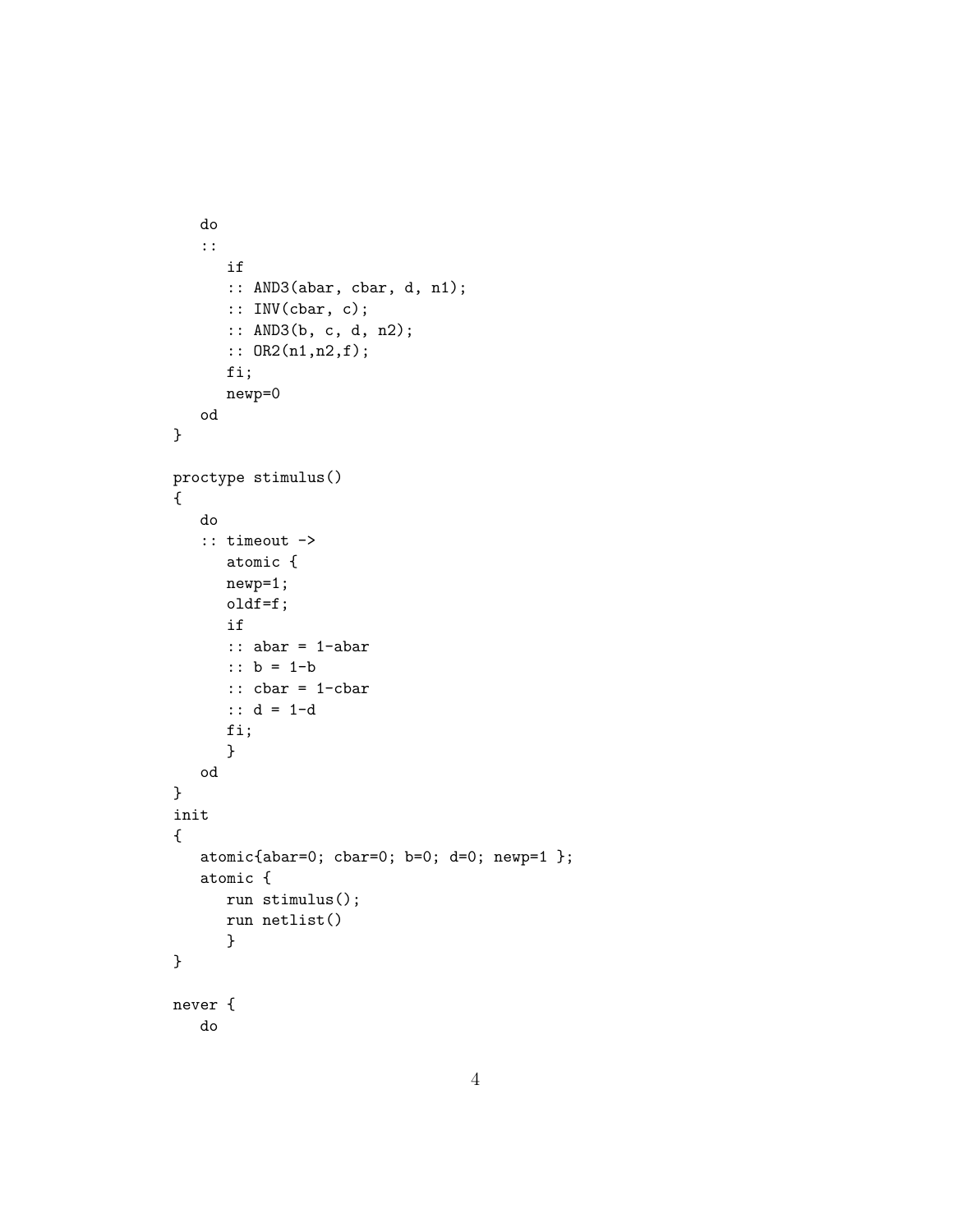```
   do
   ::
      if
      :: AND3(abar, cbar, d, n1);
      :: INV(cbar, c);
      :: AND3(b, c, d, n2);
      :: OR2(n1,n2,f);
      fi;
      newp=0
   od
}

proctype stimulus()
{
   do
   :: timeout ->
      atomic {
      newp=1;
      oldf=f;
      if
      :: abar = 1-abar
      :: b = 1-b
      :: cbar = 1-cbar
      :: d = 1-d
      fi;
      }
   od
}
init
{
   atomic{abar=0; cbar=0; b=0; d=0; newp=1 };
   atomic {
      run stimulus();
      run netlist()
      }
}

never {
   do
```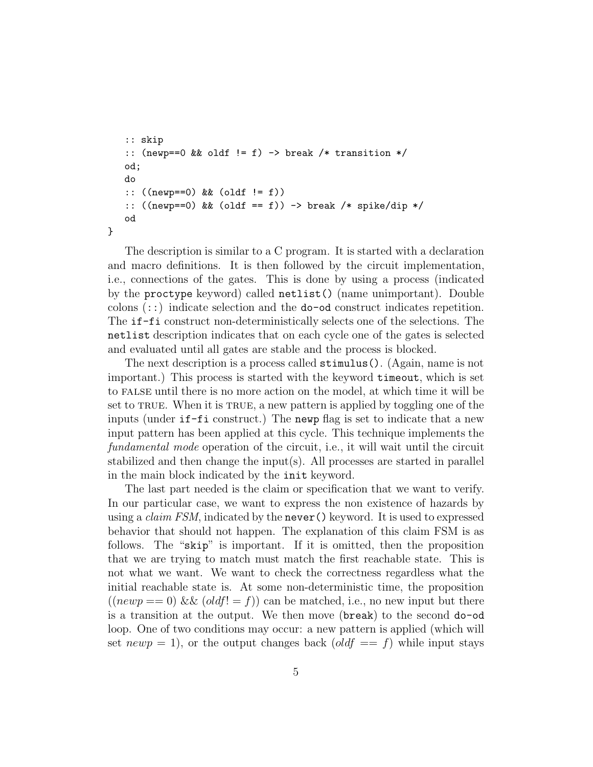```
    :: skip
    :: (newp==0 && oldf != f) -> break /* transition */
    od;
    do
    :: ((newp==0) && (oldf != f))
    :: ((newp==0) && (oldf == f)) -> break /* spike/dip */
    od
}
```

The description is similar to a C program. It is started with a declaration and macro definitions. It is then followed by the circuit implementation, i.e., connections of the gates. This is done by using a process (indicated by the `proctype` keyword) called `netlist()` (name unimportant). Double colons (`::`) indicate selection and the `do-od` construct indicates repetition. The `if-fi` construct non-deterministically selects one of the selections. The `netlist` description indicates that on each cycle one of the gates is selected and evaluated until all gates are stable and the process is blocked.

The next description is a process called `stimulus()`. (Again, name is not important.) This process is started with the keyword `timeout`, which is set to FALSE until there is no more action on the model, at which time it will be set to TRUE. When it is TRUE, a new pattern is applied by toggling one of the inputs (under `if-fi` construct.) The `newp` flag is set to indicate that a new input pattern has been applied at this cycle. This technique implements the *fundamental mode* operation of the circuit, i.e., it will wait until the circuit stabilized and then change the input(s). All processes are started in parallel in the main block indicated by the `init` keyword.

The last part needed is the claim or specification that we want to verify. In our particular case, we want to express the non existence of hazards by using a *claim FSM*, indicated by the `never()` keyword. It is used to expressed behavior that should not happen. The explanation of this claim FSM is as follows. The "`skip`" is important. If it is omitted, then the proposition that we are trying to match must match the first reachable state. This is not what we want. We want to check the correctness regardless what the initial reachable state is. At some non-deterministic time, the proposition $((newp == 0)\ \&\&\ (oldf! = f))$ can be matched, i.e., no new input but there is a transition at the output. We then move (`break`) to the second `do-od` loop. One of two conditions may occur: a new pattern is applied (which will set $newp = 1$), or the output changes back ($oldf\ == f$) while input stays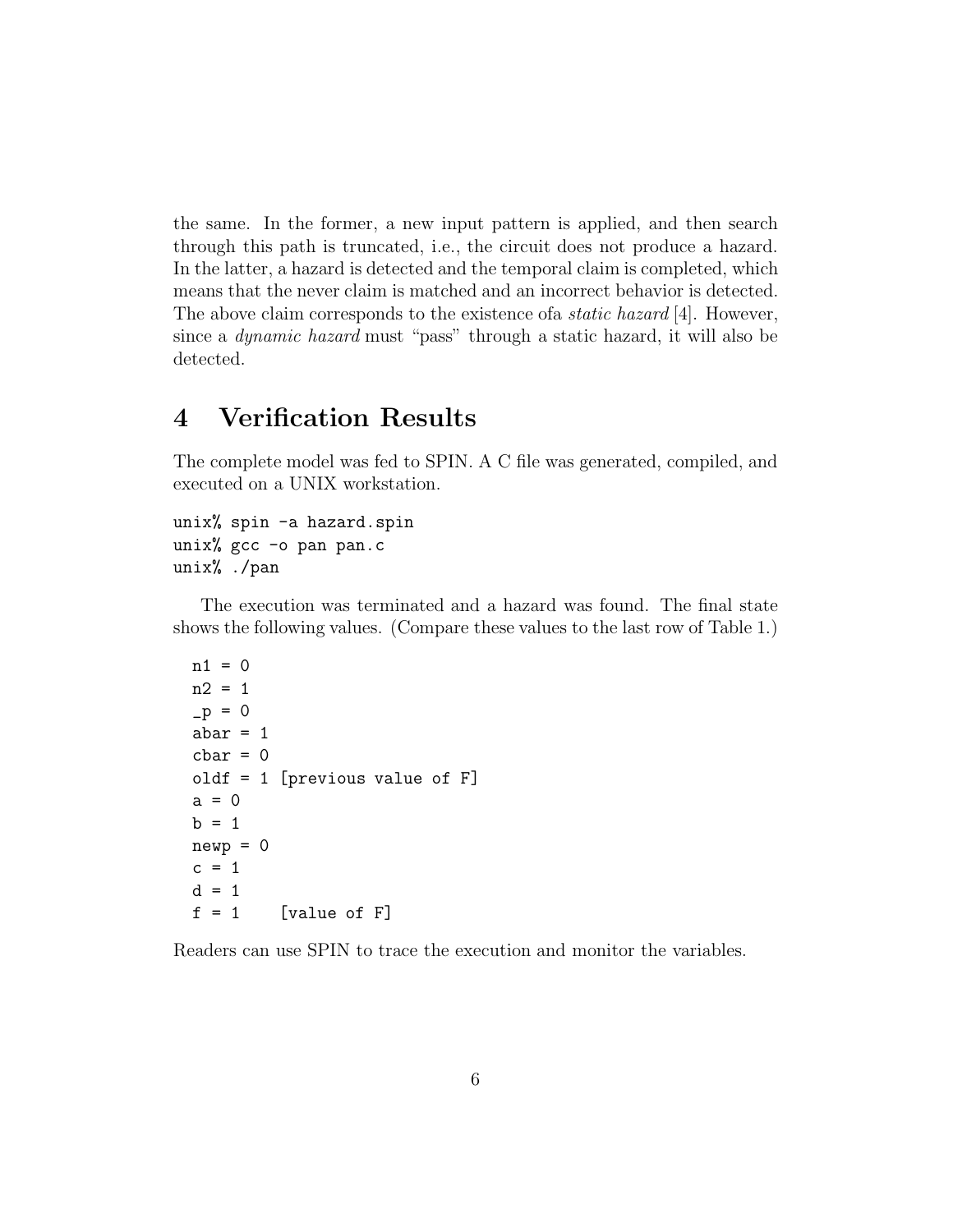the same. In the former, a new input pattern is applied, and then search through this path is truncated, i.e., the circuit does not produce a hazard. In the latter, a hazard is detected and the temporal claim is completed, which means that the never claim is matched and an incorrect behavior is detected. The above claim corresponds to the existence ofa *static hazard* [4]. However, since a *dynamic hazard* must "pass" through a static hazard, it will also be detected.

# 4 Verification Results

The complete model was fed to SPIN. A C file was generated, compiled, and executed on a UNIX workstation.

```
unix% spin -a hazard.spin
unix% gcc -o pan pan.c
unix% ./pan
```

The execution was terminated and a hazard was found. The final state shows the following values. (Compare these values to the last row of Table 1.)

```
n1 = 0
n2 = 1
_p = 0
abar = 1
cbar = 0
oldf = 1 [previous value of F]
a = 0
b = 1
newp = 0
c = 1
d = 1
f = 1    [value of F]
```

Readers can use SPIN to trace the execution and monitor the variables.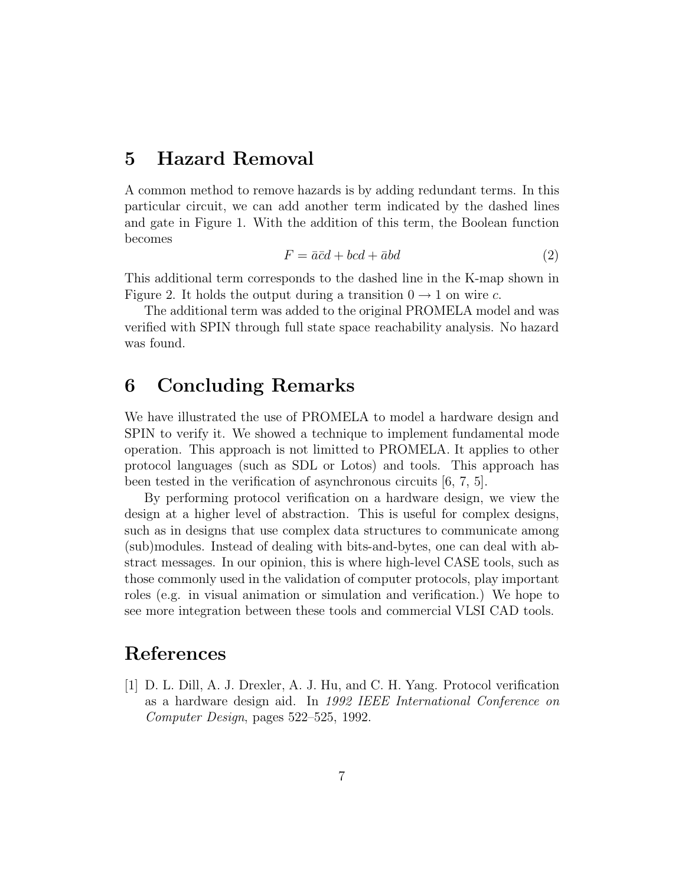## 5 Hazard Removal

A common method to remove hazards is by adding redundant terms. In this particular circuit, we can add another term indicated by the dashed lines and gate in Figure 1. With the addition of this term, the Boolean function becomes

$$F = \bar{a}\bar{c}d + bcd + \bar{a}bd \tag{2}$$

This additional term corresponds to the dashed line in the K-map shown in Figure 2. It holds the output during a transition $0 \rightarrow 1$ on wire $c$.

The additional term was added to the original PROMELA model and was verified with SPIN through full state space reachability analysis. No hazard was found.

## 6 Concluding Remarks

We have illustrated the use of PROMELA to model a hardware design and SPIN to verify it. We showed a technique to implement fundamental mode operation. This approach is not limitted to PROMELA. It applies to other protocol languages (such as SDL or Lotos) and tools. This approach has been tested in the verification of asynchronous circuits [6, 7, 5].

By performing protocol verification on a hardware design, we view the design at a higher level of abstraction. This is useful for complex designs, such as in designs that use complex data structures to communicate among (sub)modules. Instead of dealing with bits-and-bytes, one can deal with abstract messages. In our opinion, this is where high-level CASE tools, such as those commonly used in the validation of computer protocols, play important roles (e.g. in visual animation or simulation and verification.) We hope to see more integration between these tools and commercial VLSI CAD tools.

## References

[1] D. L. Dill, A. J. Drexler, A. J. Hu, and C. H. Yang. Protocol verification as a hardware design aid. In *1992 IEEE International Conference on Computer Design*, pages 522–525, 1992.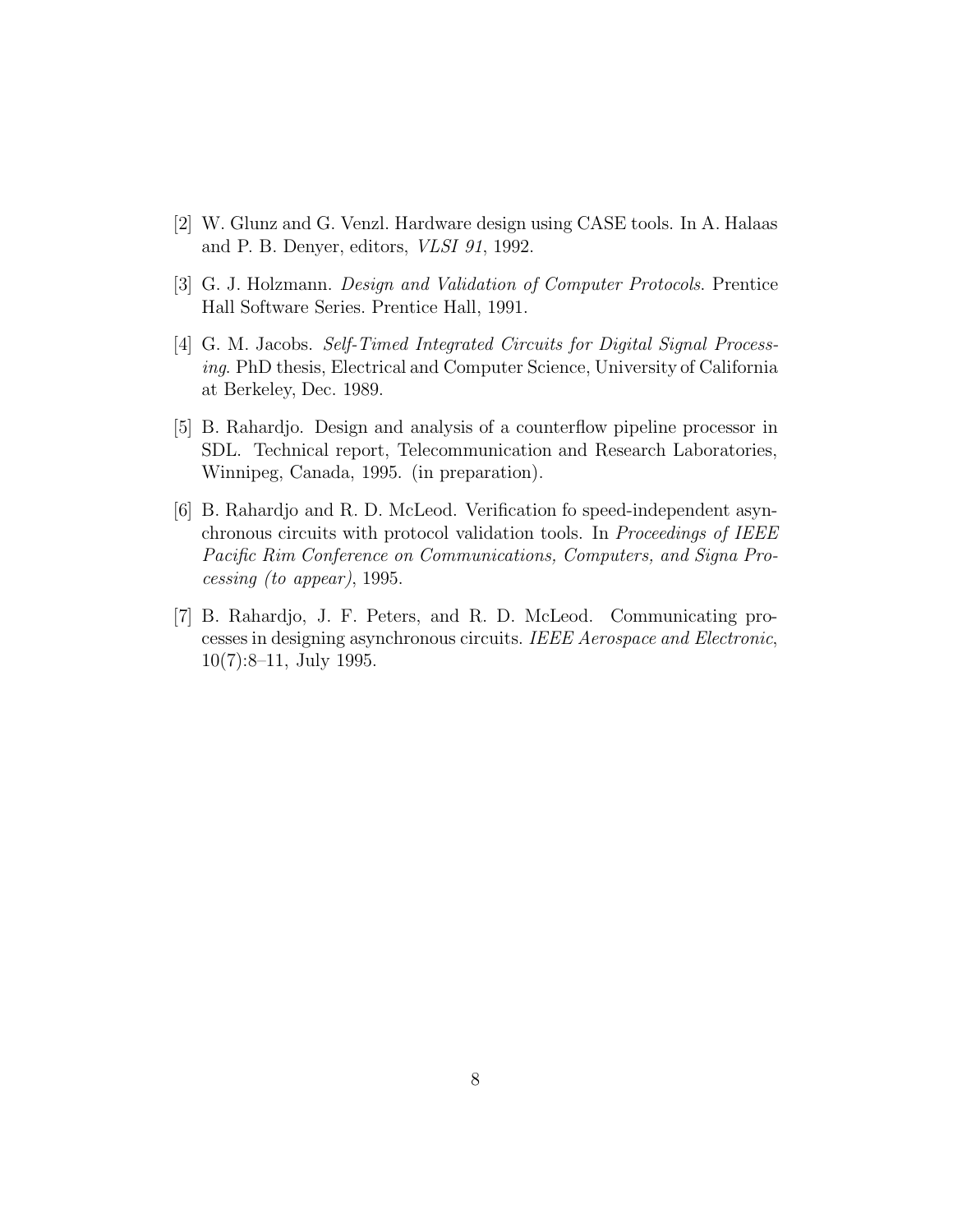[2] W. Glunz and G. Venzl. Hardware design using CASE tools. In A. Halaas and P. B. Denyer, editors, *VLSI 91*, 1992.

[3] G. J. Holzmann. *Design and Validation of Computer Protocols*. Prentice Hall Software Series. Prentice Hall, 1991.

[4] G. M. Jacobs. *Self-Timed Integrated Circuits for Digital Signal Processing*. PhD thesis, Electrical and Computer Science, University of California at Berkeley, Dec. 1989.

[5] B. Rahardjo. Design and analysis of a counterflow pipeline processor in SDL. Technical report, Telecommunication and Research Laboratories, Winnipeg, Canada, 1995. (in preparation).

[6] B. Rahardjo and R. D. McLeod. Verification fo speed-independent asynchronous circuits with protocol validation tools. In *Proceedings of IEEE Pacific Rim Conference on Communications, Computers, and Signa Processing (to appear)*, 1995.

[7] B. Rahardjo, J. F. Peters, and R. D. McLeod. Communicating processes in designing asynchronous circuits. *IEEE Aerospace and Electronic*, 10(7):8–11, July 1995.